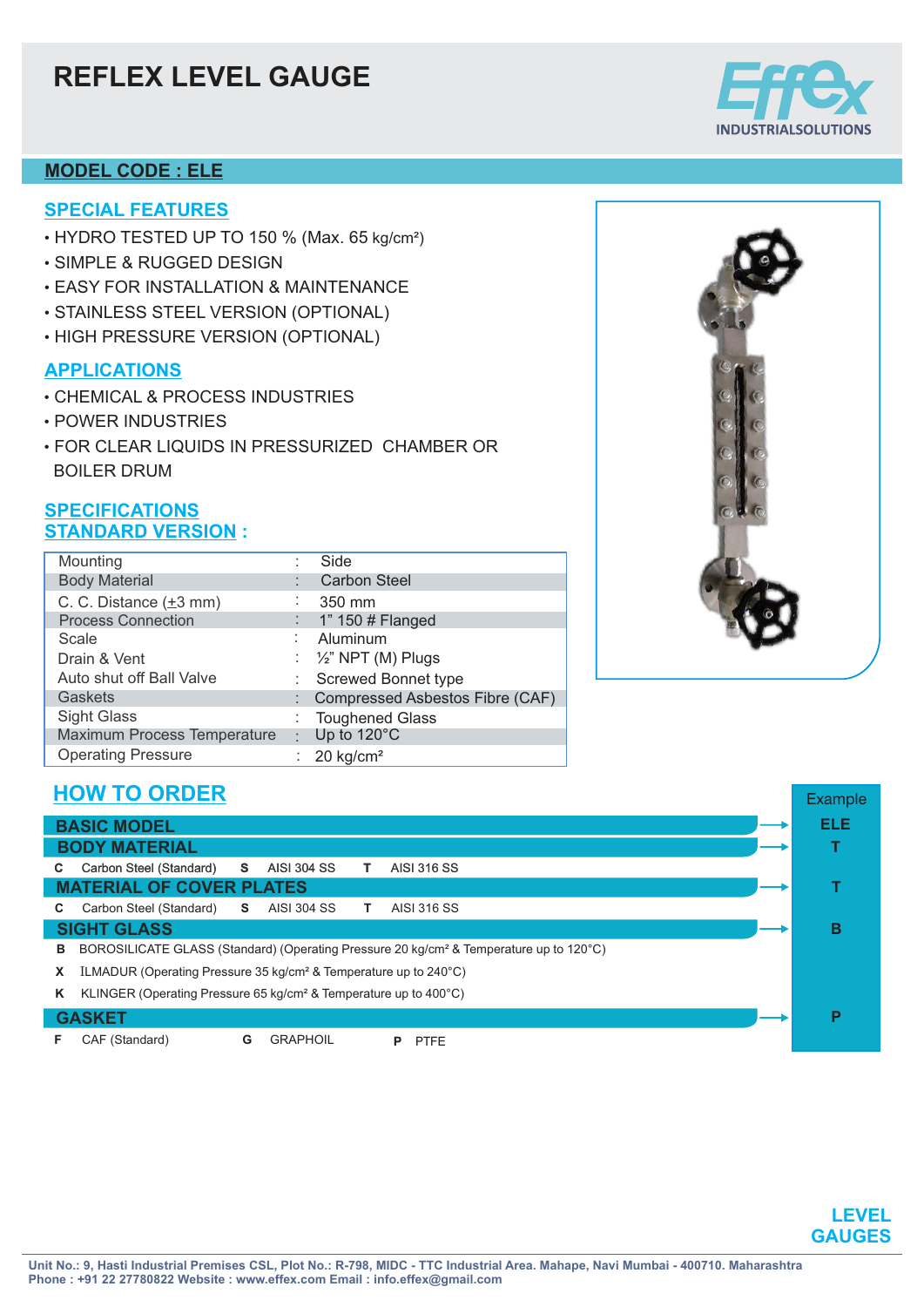# REFLEX LEVEL GAUGE

Effex INDUSTRIALSOLUTIONS

## MODEL CODE : ELE

### SPECIAL FEATURES

- HYDRO TESTED UP TO 150 % (Max. 65 kg/cm²)
- SIMPLE & RUGGED DESIGN
- EASY FOR INSTALLATION & MAINTENANCE
- STAINLESS STEEL VERSION (OPTIONAL)
- HIGH PRESSURE VERSION (OPTIONAL)

### APPLICATIONS

- CHEMICAL & PROCESS INDUSTRIES
- POWER INDUSTRIES
- FOR CLEAR LIQUIDS IN PRESSURIZED CHAMBER OR BOILER DRUM

### SPECIFICATIONS
### STANDARD VERSION :

| | | |
|---|---|---|
| Mounting | : | Side |
| Body Material | : | Carbon Steel |
| C. C. Distance (±3 mm) | : | 350 mm |
| Process Connection | : | 1" 150 # Flanged |
| Scale | : | Aluminum |
| Drain & Vent | : | ½" NPT (M) Plugs |
| Auto shut off Ball Valve | : | Screwed Bonnet type |
| Gaskets | : | Compressed Asbestos Fibre (CAF) |
| Sight Glass | : | Toughened Glass |
| Maximum Process Temperature | : | Up to 120°C |
| Operating Pressure | : | 20 kg/cm² |

## HOW TO ORDER

| | Example |
|---|---|
| **BASIC MODEL** | ELE |
| **BODY MATERIAL** | T |
| **C** Carbon Steel (Standard) **S** AISI 304 SS **T** AISI 316 SS | |
| **MATERIAL OF COVER PLATES** | T |
| **C** Carbon Steel (Standard) **S** AISI 304 SS **T** AISI 316 SS | |
| **SIGHT GLASS** | B |
| **B** BOROSILICATE GLASS (Standard) (Operating Pressure 20 kg/cm² & Temperature up to 120°C) | |
| **X** ILMADUR (Operating Pressure 35 kg/cm² & Temperature up to 240°C) | |
| **K** KLINGER (Operating Pressure 65 kg/cm² & Temperature up to 400°C) | |
| **GASKET** | P |
| **F** CAF (Standard) **G** GRAPHOIL **P** PTFE | |

**LEVEL GAUGES**

Unit No.: 9, Hasti Industrial Premises CSL, Plot No.: R-798, MIDC - TTC Industrial Area. Mahape, Navi Mumbai - 400710. Maharashtra
Phone : +91 22 27780822 Website : www.effex.com Email : info.effex@gmail.com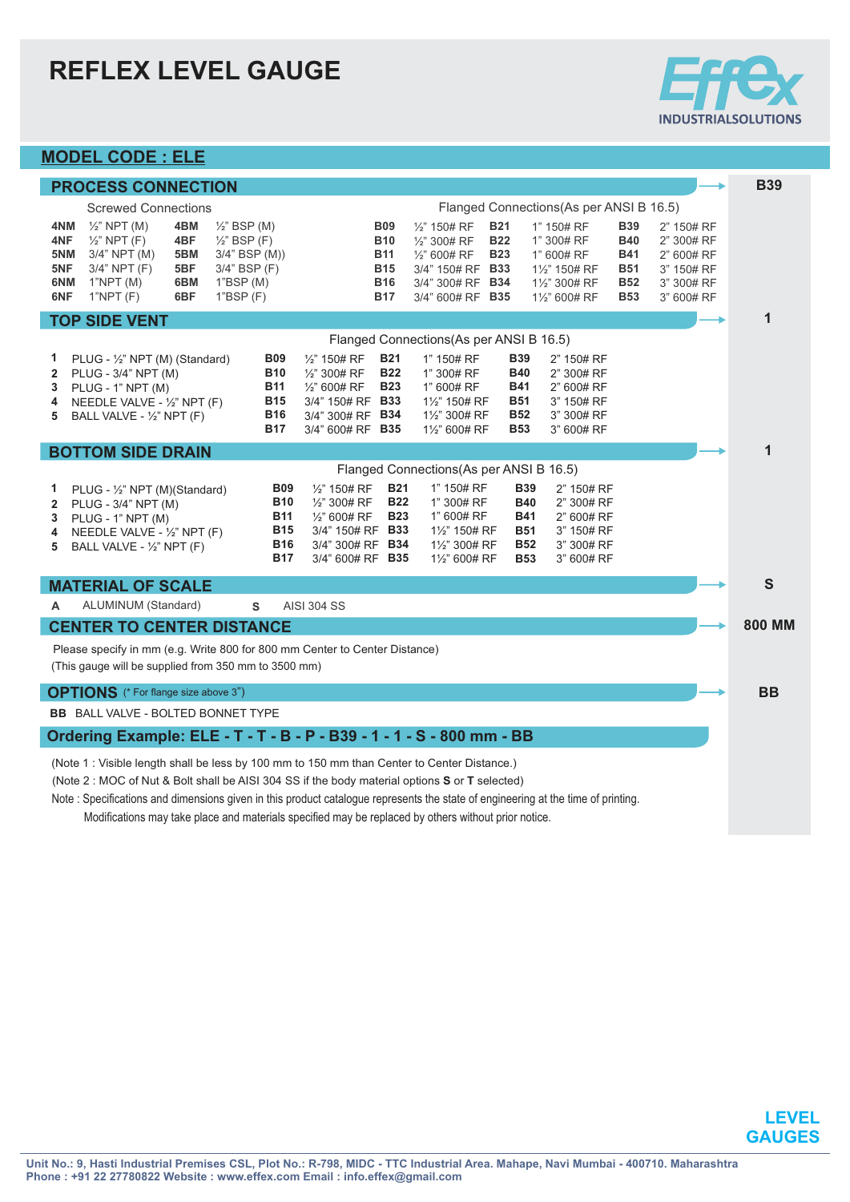# REFLEX LEVEL GAUGE

## MODEL CODE : ELE

### PROCESS CONNECTION → B39

Screwed Connections

| | | | |
|---|---|---|---|
| 4NM | ½" NPT (M) | 4BM | ½" BSP (M) |
| 4NF | ½" NPT (F) | 4BF | ½" BSP (F) |
| 5NM | 3/4" NPT (M) | 5BM | 3/4" BSP (M)) |
| 5NF | 3/4" NPT (F) | 5BF | 3/4" BSP (F) |
| 6NM | 1"NPT (M) | 6BM | 1"BSP (M) |
| 6NF | 1"NPT (F) | 6BF | 1"BSP (F) |

Flanged Connections(As per ANSI B 16.5)

| | | | | | |
|---|---|---|---|---|---|
| B09 | ½" 150# RF | B21 | 1" 150# RF | B39 | 2" 150# RF |
| B10 | ½" 300# RF | B22 | 1" 300# RF | B40 | 2" 300# RF |
| B11 | ½" 600# RF | B23 | 1" 600# RF | B41 | 2" 600# RF |
| B15 | 3/4" 150# RF | B33 | 1½" 150# RF | B51 | 3" 150# RF |
| B16 | 3/4" 300# RF | B34 | 1½" 300# RF | B52 | 3" 300# RF |
| B17 | 3/4" 600# RF | B35 | 1½" 600# RF | B53 | 3" 600# RF |

### TOP SIDE VENT → 1

1. PLUG - ½" NPT (M) (Standard)
2. PLUG - 3/4" NPT (M)
3. PLUG - 1" NPT (M)
4. NEEDLE VALVE - ½" NPT (F)
5. BALL VALVE - ½" NPT (F)

Flanged Connections(As per ANSI B 16.5)

| | | | | | |
|---|---|---|---|---|---|
| B09 | ½" 150# RF | B21 | 1" 150# RF | B39 | 2" 150# RF |
| B10 | ½" 300# RF | B22 | 1" 300# RF | B40 | 2" 300# RF |
| B11 | ½" 600# RF | B23 | 1" 600# RF | B41 | 2" 600# RF |
| B15 | 3/4" 150# RF | B33 | 1½" 150# RF | B51 | 3" 150# RF |
| B16 | 3/4" 300# RF | B34 | 1½" 300# RF | B52 | 3" 300# RF |
| B17 | 3/4" 600# RF | B35 | 1½" 600# RF | B53 | 3" 600# RF |

### BOTTOM SIDE DRAIN → 1

1. PLUG - ½" NPT (M)(Standard)
2. PLUG - 3/4" NPT (M)
3. PLUG - 1" NPT (M)
4. NEEDLE VALVE - ½" NPT (F)
5. BALL VALVE - ½" NPT (F)

Flanged Connections(As per ANSI B 16.5)

| | | | | | |
|---|---|---|---|---|---|
| B09 | ½" 150# RF | B21 | 1" 150# RF | B39 | 2" 150# RF |
| B10 | ½" 300# RF | B22 | 1" 300# RF | B40 | 2" 300# RF |
| B11 | ½" 600# RF | B23 | 1" 600# RF | B41 | 2" 600# RF |
| B15 | 3/4" 150# RF | B33 | 1½" 150# RF | B51 | 3" 150# RF |
| B16 | 3/4" 300# RF | B34 | 1½" 300# RF | B52 | 3" 300# RF |
| B17 | 3/4" 600# RF | B35 | 1½" 600# RF | B53 | 3" 600# RF |

### MATERIAL OF SCALE → S

**A** ALUMINUM (Standard) **S** AISI 304 SS

### CENTER TO CENTER DISTANCE → 800 MM

Please specify in mm (e.g. Write 800 for 800 mm Center to Center Distance)
(This gauge will be supplied from 350 mm to 3500 mm)

### OPTIONS (* For flange size above 3") → BB

**BB** BALL VALVE - BOLTED BONNET TYPE

### Ordering Example: ELE - T - T - B - P - B39 - 1 - 1 - S - 800 mm - BB

(Note 1 : Visible length shall be less by 100 mm to 150 mm than Center to Center Distance.)
(Note 2 : MOC of Nut & Bolt shall be AISI 304 SS if the body material options **S** or **T** selected)
Note : Specifications and dimensions given in this product catalogue represents the state of engineering at the time of printing. Modifications may take place and materials specified may be replaced by others without prior notice.

LEVEL GAUGES

Unit No.: 9, Hasti Industrial Premises CSL, Plot No.: R-798, MIDC - TTC Industrial Area. Mahape, Navi Mumbai - 400710. Maharashtra
Phone : +91 22 27780822 Website : www.effex.com Email : info.effex@gmail.com